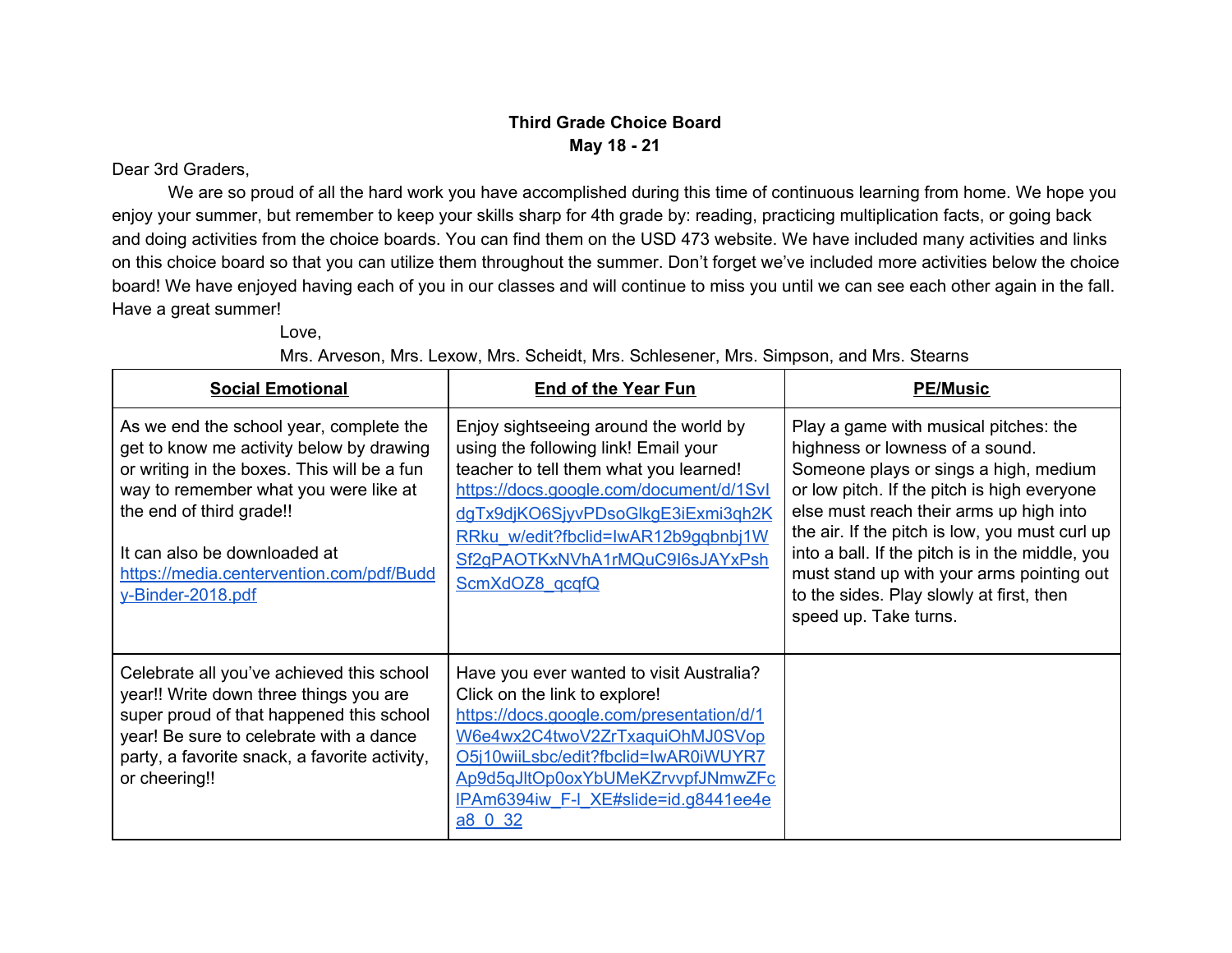**Third Grade Choice Board**
**May 18 - 21**

Dear 3rd Graders,

We are so proud of all the hard work you have accomplished during this time of continuous learning from home. We hope you enjoy your summer, but remember to keep your skills sharp for 4th grade by: reading, practicing multiplication facts, or going back and doing activities from the choice boards. You can find them on the USD 473 website. We have included many activities and links on this choice board so that you can utilize them throughout the summer. Don't forget we've included more activities below the choice board! We have enjoyed having each of you in our classes and will continue to miss you until we can see each other again in the fall. Have a great summer!

Love,

Mrs. Arveson, Mrs. Lexow, Mrs. Scheidt, Mrs. Schlesener, Mrs. Simpson, and Mrs. Stearns

| **Social Emotional** | **End of the Year Fun** | **PE/Music** |
|---|---|---|
| As we end the school year, complete the get to know me activity below by drawing or writing in the boxes. This will be a fun way to remember what you were like at the end of third grade!!<br><br>It can also be downloaded at https://media.centervention.com/pdf/Buddy-Binder-2018.pdf | Enjoy sightseeing around the world by using the following link! Email your teacher to tell them what you learned! https://docs.google.com/document/d/1SvIdgTx9djKO6SjyvPDsoGlkgE3iExmi3qh2KRRku_w/edit?fbclid=IwAR12b9gqbnbj1WSf2gPAOTKxNVhA1rMQuC9I6sJAYxPshScmXdOZ8_qcqfQ | Play a game with musical pitches: the highness or lowness of a sound. Someone plays or sings a high, medium or low pitch. If the pitch is high everyone else must reach their arms up high into the air. If the pitch is low, you must curl up into a ball. If the pitch is in the middle, you must stand up with your arms pointing out to the sides. Play slowly at first, then speed up. Take turns. |
| Celebrate all you've achieved this school year!! Write down three things you are super proud of that happened this school year! Be sure to celebrate with a dance party, a favorite snack, a favorite activity, or cheering!! | Have you ever wanted to visit Australia? Click on the link to explore! https://docs.google.com/presentation/d/1W6e4wx2C4twoV2ZrTxaquiOhMJ0SVopO5j10wiiLsbc/edit?fbclid=IwAR0iWUYR7Ap9d5qJltOp0oxYbUMeKZrvvpfJNmwZFclPAm6394iw_F-l_XE#slide=id.g8441ee4ea8_0_32 | |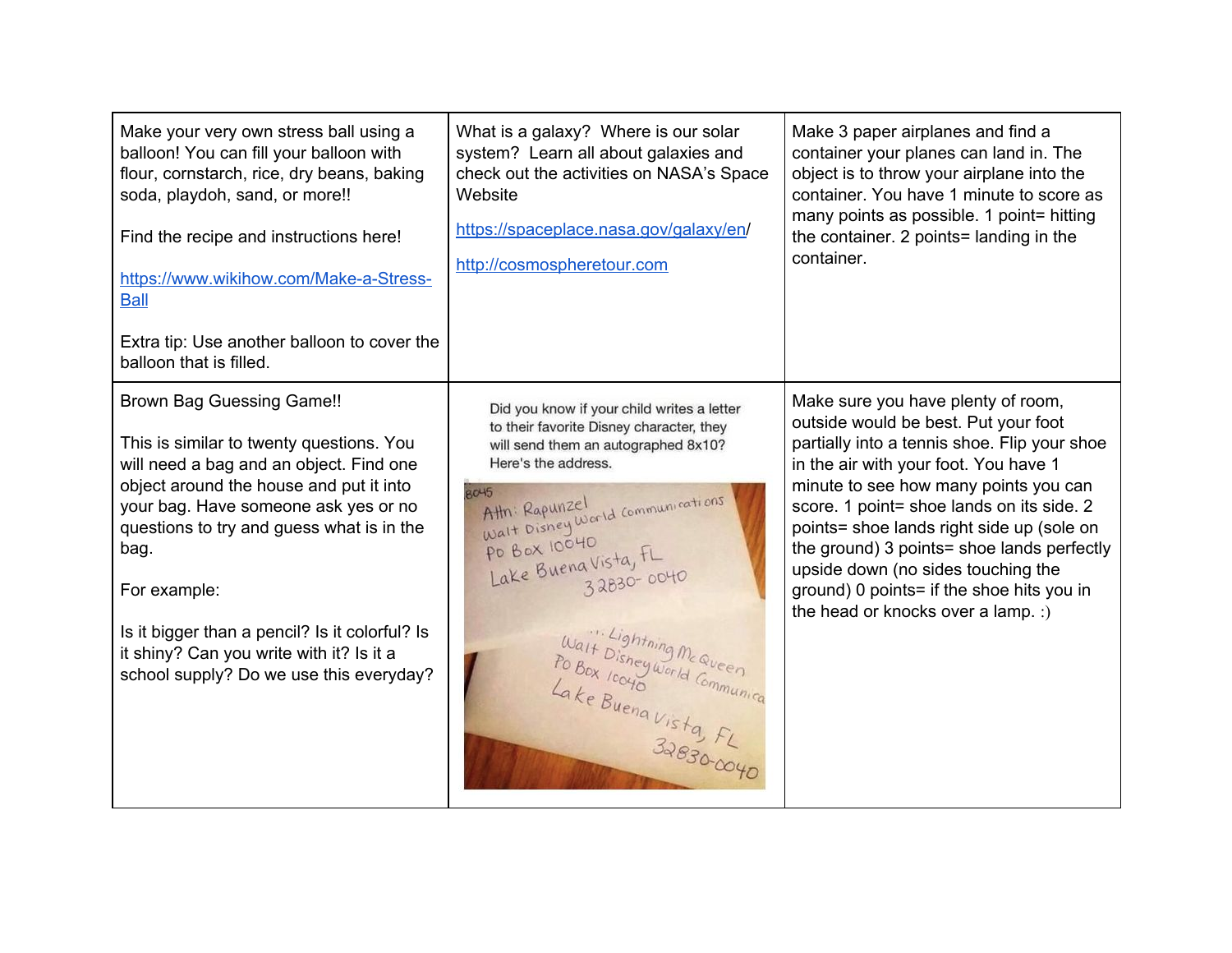| | | |
|---|---|---|
| Make your very own stress ball using a balloon! You can fill your balloon with flour, cornstarch, rice, dry beans, baking soda, playdoh, sand, or more!!<br><br>Find the recipe and instructions here!<br><br>https://www.wikihow.com/Make-a-Stress-Ball<br><br>Extra tip: Use another balloon to cover the balloon that is filled. | What is a galaxy? Where is our solar system? Learn all about galaxies and check out the activities on NASA's Space Website<br><br>https://spaceplace.nasa.gov/galaxy/en/<br><br>http://cosmospheretour.com | Make 3 paper airplanes and find a container your planes can land in. The object is to throw your airplane into the container. You have 1 minute to score as many points as possible. 1 point= hitting the container. 2 points= landing in the container. |
| Brown Bag Guessing Game!!<br><br>This is similar to twenty questions. You will need a bag and an object. Find one object around the house and put it into your bag. Have someone ask yes or no questions to try and guess what is in the bag.<br><br>For example:<br><br>Is it bigger than a pencil? Is it colorful? Is it shiny? Can you write with it? Is it a school supply? Do we use this everyday? | Did you know if your child writes a letter to their favorite Disney character, they will send them an autographed 8x10? Here's the address.<br><br>Attn: Rapunzel<br>Walt Disney World Communications<br>Po Box 10040<br>Lake Buena Vista, FL<br>32830-0040<br><br>Lightning McQueen<br>Walt Disney World Communica<br>Po Box 10040<br>Lake Buena Vista, FL<br>32830-0040 | Make sure you have plenty of room, outside would be best. Put your foot partially into a tennis shoe. Flip your shoe in the air with your foot. You have 1 minute to see how many points you can score. 1 point= shoe lands on its side. 2 points= shoe lands right side up (sole on the ground) 3 points= shoe lands perfectly upside down (no sides touching the ground) 0 points= if the shoe hits you in the head or knocks over a lamp. :) |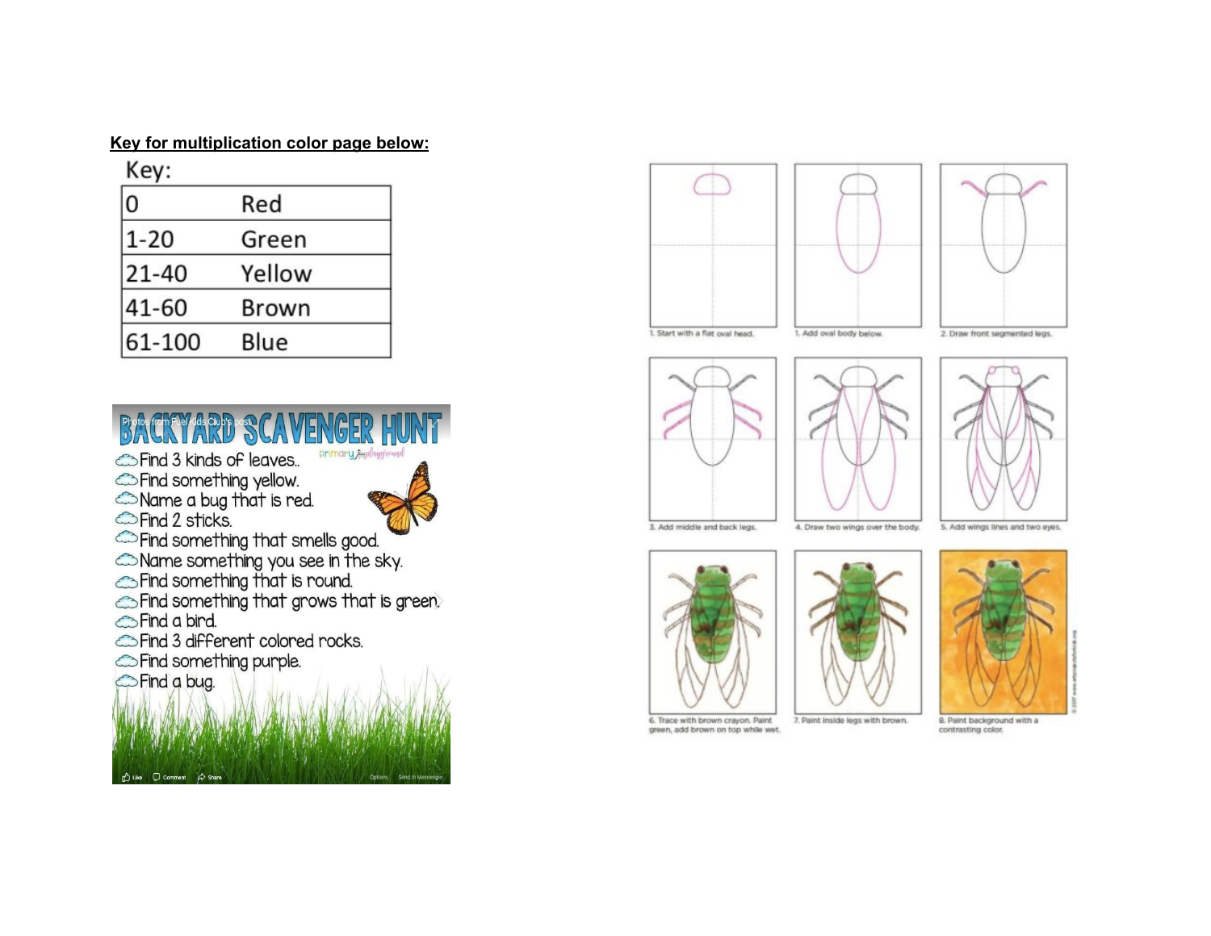**Key for multiplication color page below:**

Key:

| 0 | Red |
|---|---|
| 1-20 | Green |
| 21-40 | Yellow |
| 41-60 | Brown |
| 61-100 | Blue |

# BACKYARD SCAVENGER HUNT

- Find 3 kinds of leaves..
- Find something yellow.
- Name a bug that is red.
- Find 2 sticks.
- Find something that smells good.
- Name something you see in the sky.
- Find something that is round.
- Find something that grows that is green.
- Find a bird.
- Find 3 different colored rocks.
- Find something purple.
- Find a bug.

1. Start with a flat oval head.

1. Add oval body below.

2. Draw front segmented legs.

3. Add middle and back legs.

4. Draw two wings over the body.

5. Add wings lines and two eyes.

6. Trace with brown crayon. Paint green, add brown on top while wet.

7. Paint inside legs with brown.

8. Paint background with a contrasting color.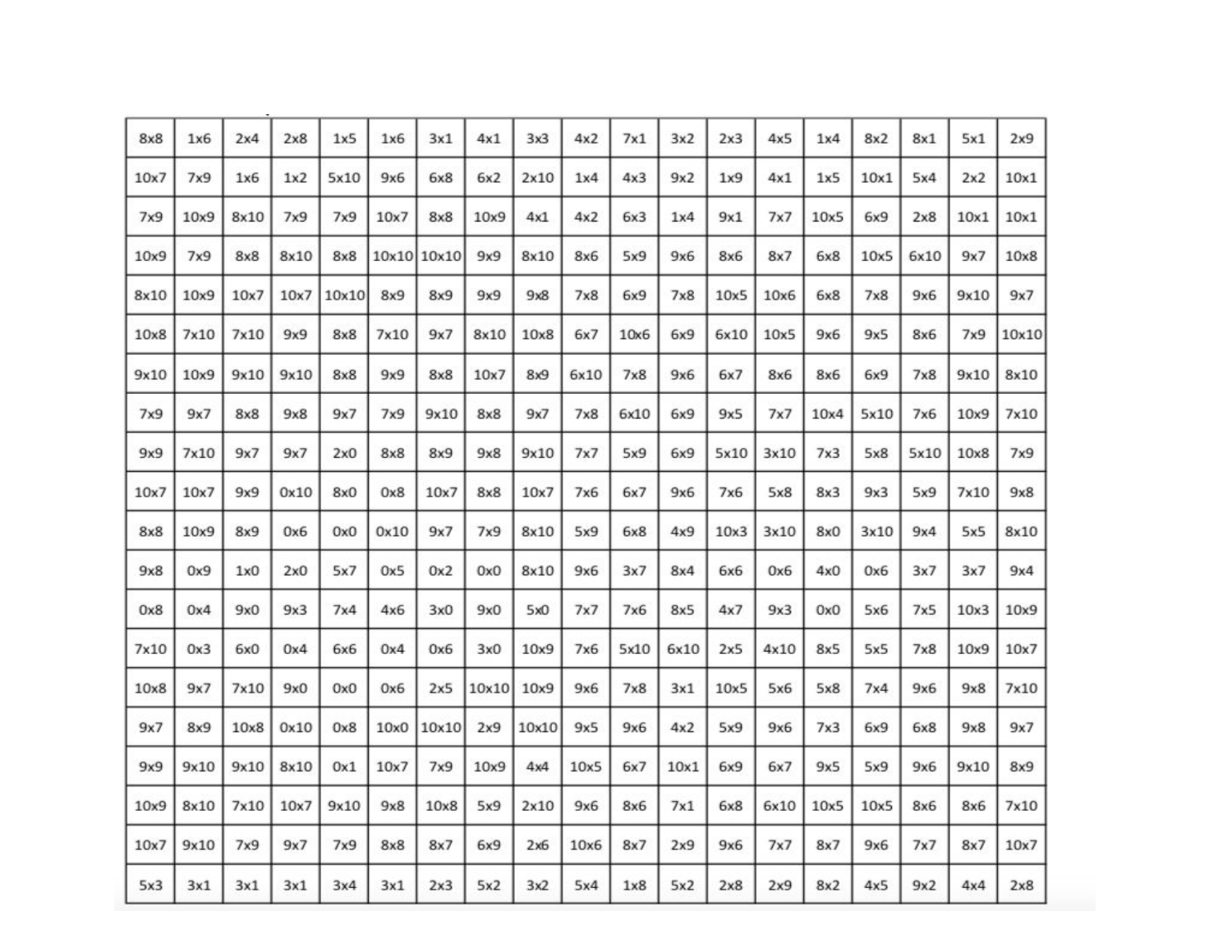| 8x8 | 1x6 | 2x4 | 2x8 | 1x5 | 1x6 | 3x1 | 4x1 | 3x3 | 4x2 | 7x1 | 3x2 | 2x3 | 4x5 | 1x4 | 8x2 | 8x1 | 5x1 | 2x9 |
|---|---|---|---|---|---|---|---|---|---|---|---|---|---|---|---|---|---|---|
| 10x7 | 7x9 | 1x6 | 1x2 | 5x10 | 9x6 | 6x8 | 6x2 | 2x10 | 1x4 | 4x3 | 9x2 | 1x9 | 4x1 | 1x5 | 10x1 | 5x4 | 2x2 | 10x1 |
| 7x9 | 10x9 | 8x10 | 7x9 | 7x9 | 10x7 | 8x8 | 10x9 | 4x1 | 4x2 | 6x3 | 1x4 | 9x1 | 7x7 | 10x5 | 6x9 | 2x8 | 10x1 | 10x1 |
| 10x9 | 7x9 | 8x8 | 8x10 | 8x8 | 10x10 | 10x10 | 9x9 | 8x10 | 8x6 | 5x9 | 9x6 | 8x6 | 8x7 | 6x8 | 10x5 | 6x10 | 9x7 | 10x8 |
| 8x10 | 10x9 | 10x7 | 10x7 | 10x10 | 8x9 | 8x9 | 9x9 | 9x8 | 7x8 | 6x9 | 7x8 | 10x5 | 10x6 | 6x8 | 7x8 | 9x6 | 9x10 | 9x7 |
| 10x8 | 7x10 | 7x10 | 9x9 | 8x8 | 7x10 | 9x7 | 8x10 | 10x8 | 6x7 | 10x6 | 6x9 | 6x10 | 10x5 | 9x6 | 9x5 | 8x6 | 7x9 | 10x10 |
| 9x10 | 10x9 | 9x10 | 9x10 | 8x8 | 9x9 | 8x8 | 10x7 | 8x9 | 6x10 | 7x8 | 9x6 | 6x7 | 8x6 | 8x6 | 6x9 | 7x8 | 9x10 | 8x10 |
| 7x9 | 9x7 | 8x8 | 9x8 | 9x7 | 7x9 | 9x10 | 8x8 | 9x7 | 7x8 | 6x10 | 6x9 | 9x5 | 7x7 | 10x4 | 5x10 | 7x6 | 10x9 | 7x10 |
| 9x9 | 7x10 | 9x7 | 9x7 | 2x0 | 8x8 | 8x9 | 9x8 | 9x10 | 7x7 | 5x9 | 6x9 | 5x10 | 3x10 | 7x3 | 5x8 | 5x10 | 10x8 | 7x9 |
| 10x7 | 10x7 | 9x9 | 0x10 | 8x0 | 0x8 | 10x7 | 8x8 | 10x7 | 7x6 | 6x7 | 9x6 | 7x6 | 5x8 | 8x3 | 9x3 | 5x9 | 7x10 | 9x8 |
| 8x8 | 10x9 | 8x9 | 0x6 | 0x0 | 0x10 | 9x7 | 7x9 | 8x10 | 5x9 | 6x8 | 4x9 | 10x3 | 3x10 | 8x0 | 3x10 | 9x4 | 5x5 | 8x10 |
| 9x8 | 0x9 | 1x0 | 2x0 | 5x7 | 0x5 | 0x2 | 0x0 | 8x10 | 9x6 | 3x7 | 8x4 | 6x6 | 0x6 | 4x0 | 0x6 | 3x7 | 3x7 | 9x4 |
| 0x8 | 0x4 | 9x0 | 9x3 | 7x4 | 4x6 | 3x0 | 9x0 | 5x0 | 7x7 | 7x6 | 8x5 | 4x7 | 9x3 | 0x0 | 5x6 | 7x5 | 10x3 | 10x9 |
| 7x10 | 0x3 | 6x0 | 0x4 | 6x6 | 0x4 | 0x6 | 3x0 | 10x9 | 7x6 | 5x10 | 6x10 | 2x5 | 4x10 | 8x5 | 5x5 | 7x8 | 10x9 | 10x7 |
| 10x8 | 9x7 | 7x10 | 9x0 | 0x0 | 0x6 | 2x5 | 10x10 | 10x9 | 9x6 | 7x8 | 3x1 | 10x5 | 5x6 | 5x8 | 7x4 | 9x6 | 9x8 | 7x10 |
| 9x7 | 8x9 | 10x8 | 0x10 | 0x8 | 10x0 | 10x10 | 2x9 | 10x10 | 9x5 | 9x6 | 4x2 | 5x9 | 9x6 | 7x3 | 6x9 | 6x8 | 9x8 | 9x7 |
| 9x9 | 9x10 | 9x10 | 8x10 | 0x1 | 10x7 | 7x9 | 10x9 | 4x4 | 10x5 | 6x7 | 10x1 | 6x9 | 6x7 | 9x5 | 5x9 | 9x6 | 9x10 | 8x9 |
| 10x9 | 8x10 | 7x10 | 10x7 | 9x10 | 9x8 | 10x8 | 5x9 | 2x10 | 9x6 | 8x6 | 7x1 | 6x8 | 6x10 | 10x5 | 10x5 | 8x6 | 8x6 | 7x10 |
| 10x7 | 9x10 | 7x9 | 9x7 | 7x9 | 8x8 | 8x7 | 6x9 | 2x6 | 10x6 | 8x7 | 2x9 | 9x6 | 7x7 | 8x7 | 9x6 | 7x7 | 8x7 | 10x7 |
| 5x3 | 3x1 | 3x1 | 3x1 | 3x4 | 3x1 | 2x3 | 5x2 | 3x2 | 5x4 | 1x8 | 5x2 | 2x8 | 2x9 | 8x2 | 4x5 | 9x2 | 4x4 | 2x8 |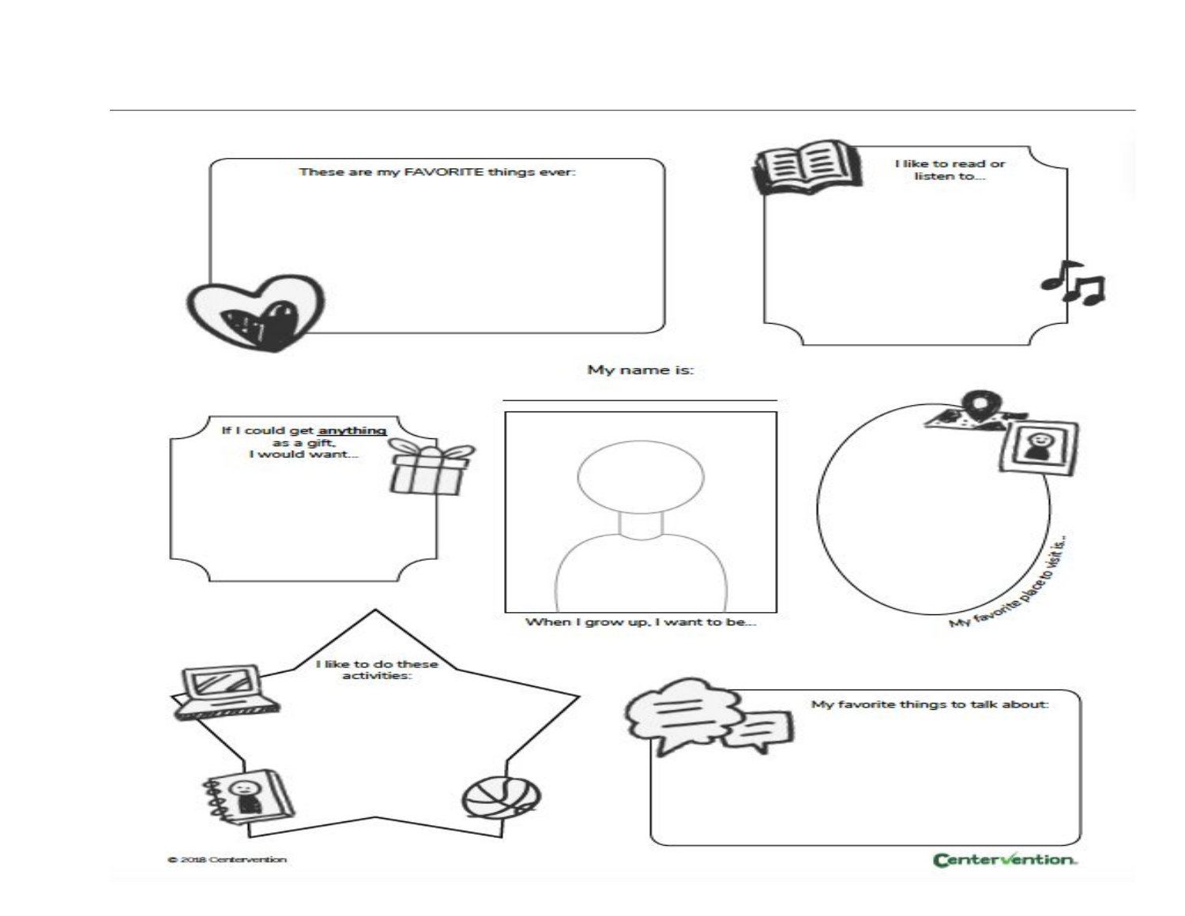These are my FAVORITE things ever:

I like to read or listen to...

My name is:

If I could get **anything** as a gift, I would want...

When I grow up, I want to be...

My favorite place to visit is...

I like to do these activities:

My favorite things to talk about:

© 2018 Centervention

Centervention.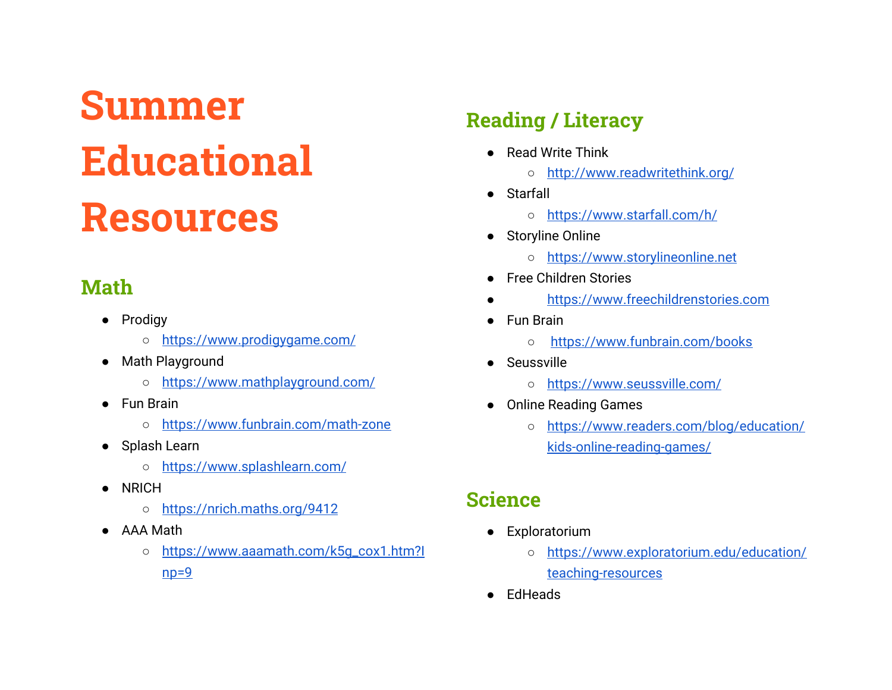# Summer Educational Resources

## Math

- Prodigy
  - https://www.prodigygame.com/
- Math Playground
  - https://www.mathplayground.com/
- Fun Brain
  - https://www.funbrain.com/math-zone
- Splash Learn
  - https://www.splashlearn.com/
- NRICH
  - https://nrich.maths.org/9412
- AAA Math
  - https://www.aaamath.com/k5g_cox1.htm?lnp=9

## Reading / Literacy

- Read Write Think
  - http://www.readwritethink.org/
- Starfall
  - https://www.starfall.com/h/
- Storyline Online
  - https://www.storylineonline.net
- Free Children Stories
- https://www.freechildrenstories.com
- Fun Brain
  - https://www.funbrain.com/books
- Seussville
  - https://www.seussville.com/
- Online Reading Games
  - https://www.readers.com/blog/education/kids-online-reading-games/

## Science

- Exploratorium
  - https://www.exploratorium.edu/education/teaching-resources
- EdHeads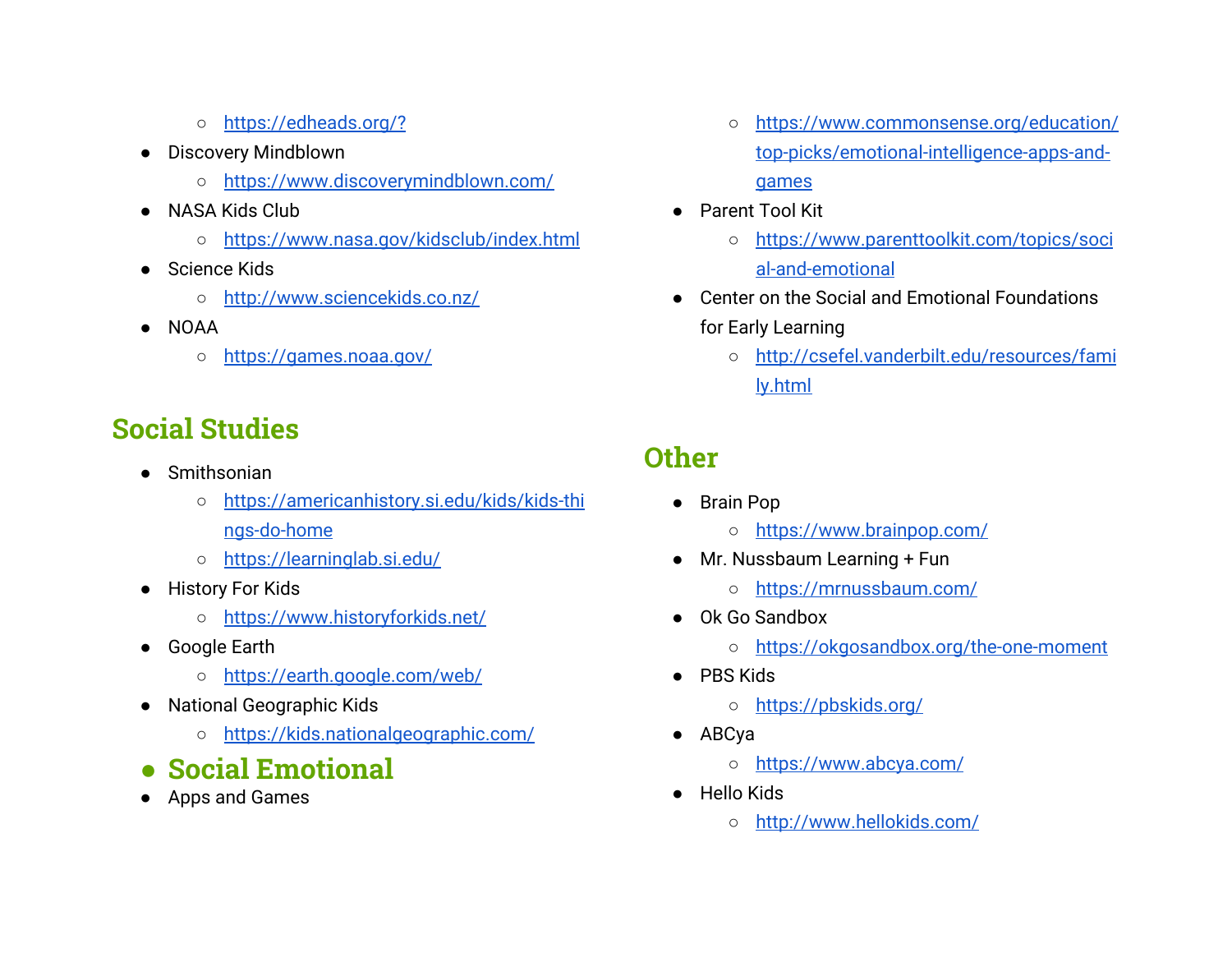- https://edheads.org/?
- Discovery Mindblown
    - https://www.discoverymindblown.com/
- NASA Kids Club
    - https://www.nasa.gov/kidsclub/index.html
- Science Kids
    - http://www.sciencekids.co.nz/
- NOAA
    - https://games.noaa.gov/

## Social Studies

- Smithsonian
    - https://americanhistory.si.edu/kids/kids-things-do-home
    - https://learninglab.si.edu/
- History For Kids
    - https://www.historyforkids.net/
- Google Earth
    - https://earth.google.com/web/
- National Geographic Kids
    - https://kids.nationalgeographic.com/

## Social Emotional

- Apps and Games
    - https://www.commonsense.org/education/top-picks/emotional-intelligence-apps-and-games
- Parent Tool Kit
    - https://www.parenttoolkit.com/topics/social-and-emotional
- Center on the Social and Emotional Foundations for Early Learning
    - http://csefel.vanderbilt.edu/resources/family.html

## Other

- Brain Pop
    - https://www.brainpop.com/
- Mr. Nussbaum Learning + Fun
    - https://mrnussbaum.com/
- Ok Go Sandbox
    - https://okgosandbox.org/the-one-moment
- PBS Kids
    - https://pbskids.org/
- ABCya
    - https://www.abcya.com/
- Hello Kids
    - http://www.hellokids.com/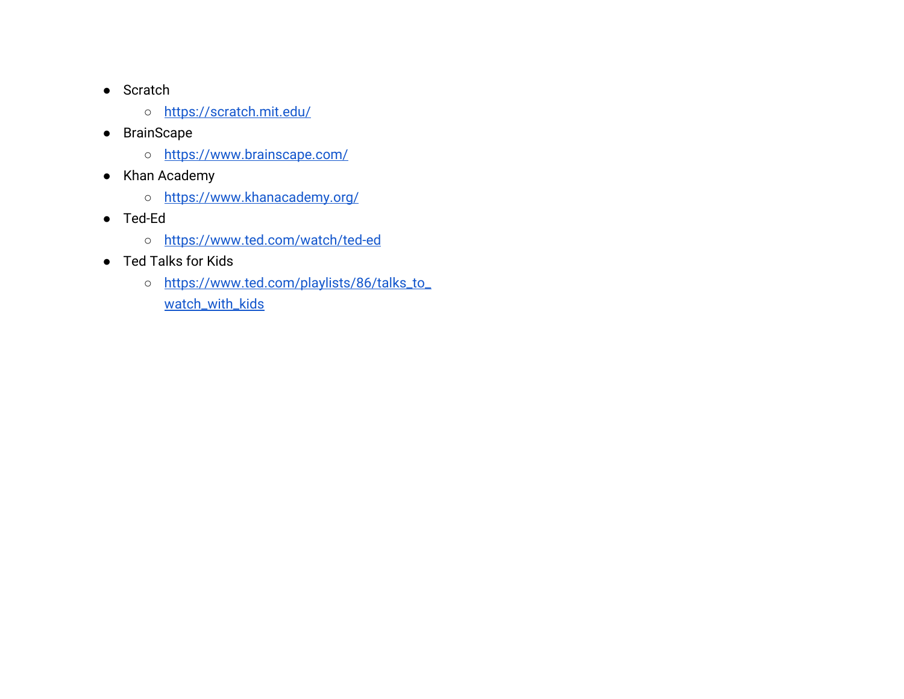- Scratch
  - https://scratch.mit.edu/
- BrainScape
  - https://www.brainscape.com/
- Khan Academy
  - https://www.khanacademy.org/
- Ted-Ed
  - https://www.ted.com/watch/ted-ed
- Ted Talks for Kids
  - https://www.ted.com/playlists/86/talks_to_watch_with_kids